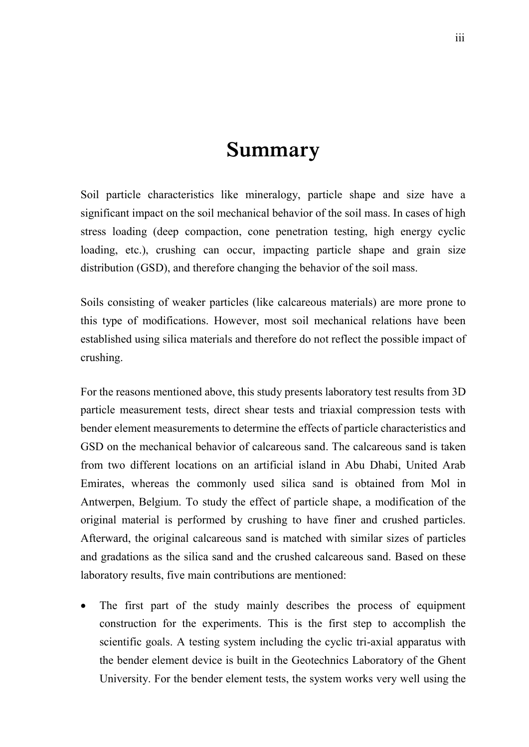# Summary

Soil particle characteristics like mineralogy, particle shape and size have a significant impact on the soil mechanical behavior of the soil mass. In cases of high stress loading (deep compaction, cone penetration testing, high energy cyclic loading, etc.), crushing can occur, impacting particle shape and grain size distribution (GSD), and therefore changing the behavior of the soil mass.

Soils consisting of weaker particles (like calcareous materials) are more prone to this type of modifications. However, most soil mechanical relations have been established using silica materials and therefore do not reflect the possible impact of crushing.

For the reasons mentioned above, this study presents laboratory test results from 3D particle measurement tests, direct shear tests and triaxial compression tests with bender element measurements to determine the effects of particle characteristics and GSD on the mechanical behavior of calcareous sand. The calcareous sand is taken from two different locations on an artificial island in Abu Dhabi, United Arab Emirates, whereas the commonly used silica sand is obtained from Mol in Antwerpen, Belgium. To study the effect of particle shape, a modification of the original material is performed by crushing to have finer and crushed particles. Afterward, the original calcareous sand is matched with similar sizes of particles and gradations as the silica sand and the crushed calcareous sand. Based on these laboratory results, five main contributions are mentioned:

- The first part of the study mainly describes the process of equipment construction for the experiments. This is the first step to accomplish the scientific goals. A testing system including the cyclic tri-axial apparatus with the bender element device is built in the Geotechnics Laboratory of the Ghent University. For the bender element tests, the system works very well using the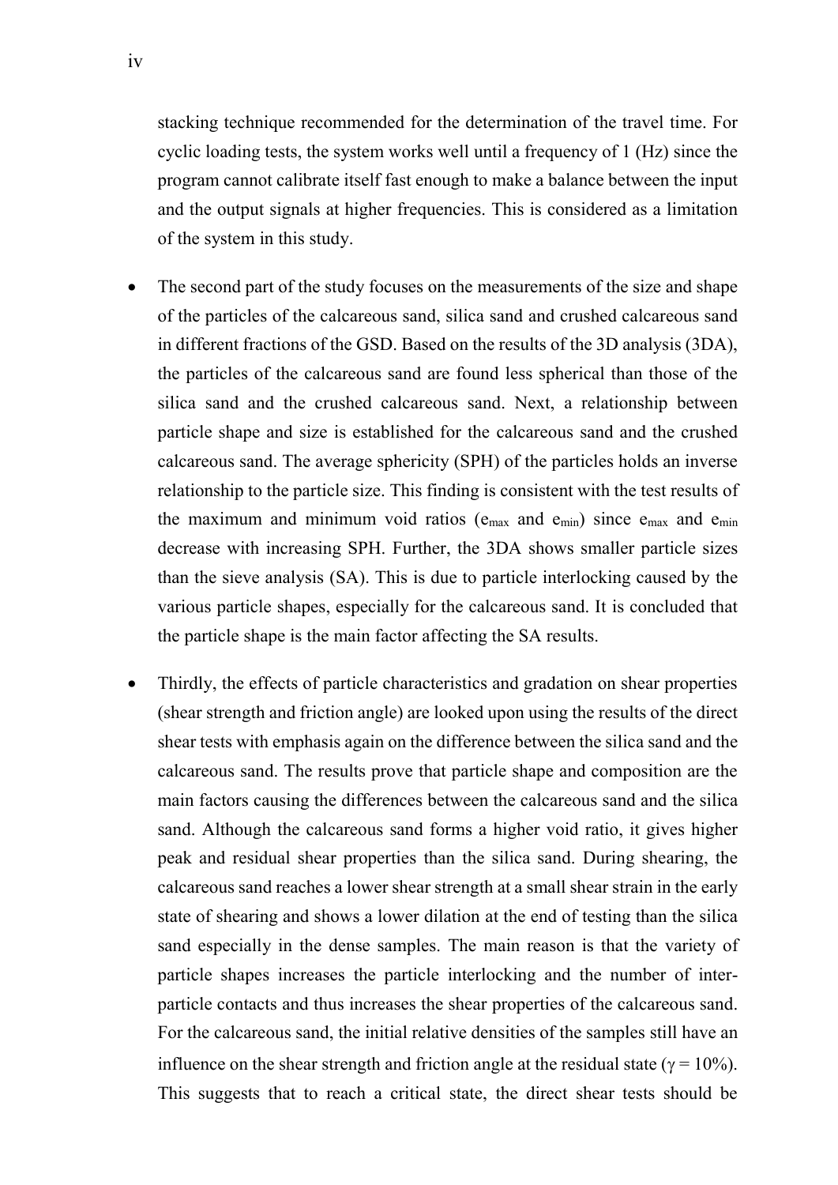stacking technique recommended for the determination of the travel time. For cyclic loading tests, the system works well until a frequency of 1 (Hz) since the program cannot calibrate itself fast enough to make a balance between the input and the output signals at higher frequencies. This is considered as a limitation of the system in this study.

- The second part of the study focuses on the measurements of the size and shape of the particles of the calcareous sand, silica sand and crushed calcareous sand in different fractions of the GSD. Based on the results of the 3D analysis (3DA), the particles of the calcareous sand are found less spherical than those of the silica sand and the crushed calcareous sand. Next, a relationship between particle shape and size is established for the calcareous sand and the crushed calcareous sand. The average sphericity (SPH) of the particles holds an inverse relationship to the particle size. This finding is consistent with the test results of the maximum and minimum void ratios ($e_{max}$ and $e_{min}$) since $e_{max}$ and $e_{min}$ decrease with increasing SPH. Further, the 3DA shows smaller particle sizes than the sieve analysis (SA). This is due to particle interlocking caused by the various particle shapes, especially for the calcareous sand. It is concluded that the particle shape is the main factor affecting the SA results.

- Thirdly, the effects of particle characteristics and gradation on shear properties (shear strength and friction angle) are looked upon using the results of the direct shear tests with emphasis again on the difference between the silica sand and the calcareous sand. The results prove that particle shape and composition are the main factors causing the differences between the calcareous sand and the silica sand. Although the calcareous sand forms a higher void ratio, it gives higher peak and residual shear properties than the silica sand. During shearing, the calcareous sand reaches a lower shear strength at a small shear strain in the early state of shearing and shows a lower dilation at the end of testing than the silica sand especially in the dense samples. The main reason is that the variety of particle shapes increases the particle interlocking and the number of inter-particle contacts and thus increases the shear properties of the calcareous sand. For the calcareous sand, the initial relative densities of the samples still have an influence on the shear strength and friction angle at the residual state ($\gamma = 10\%$). This suggests that to reach a critical state, the direct shear tests should be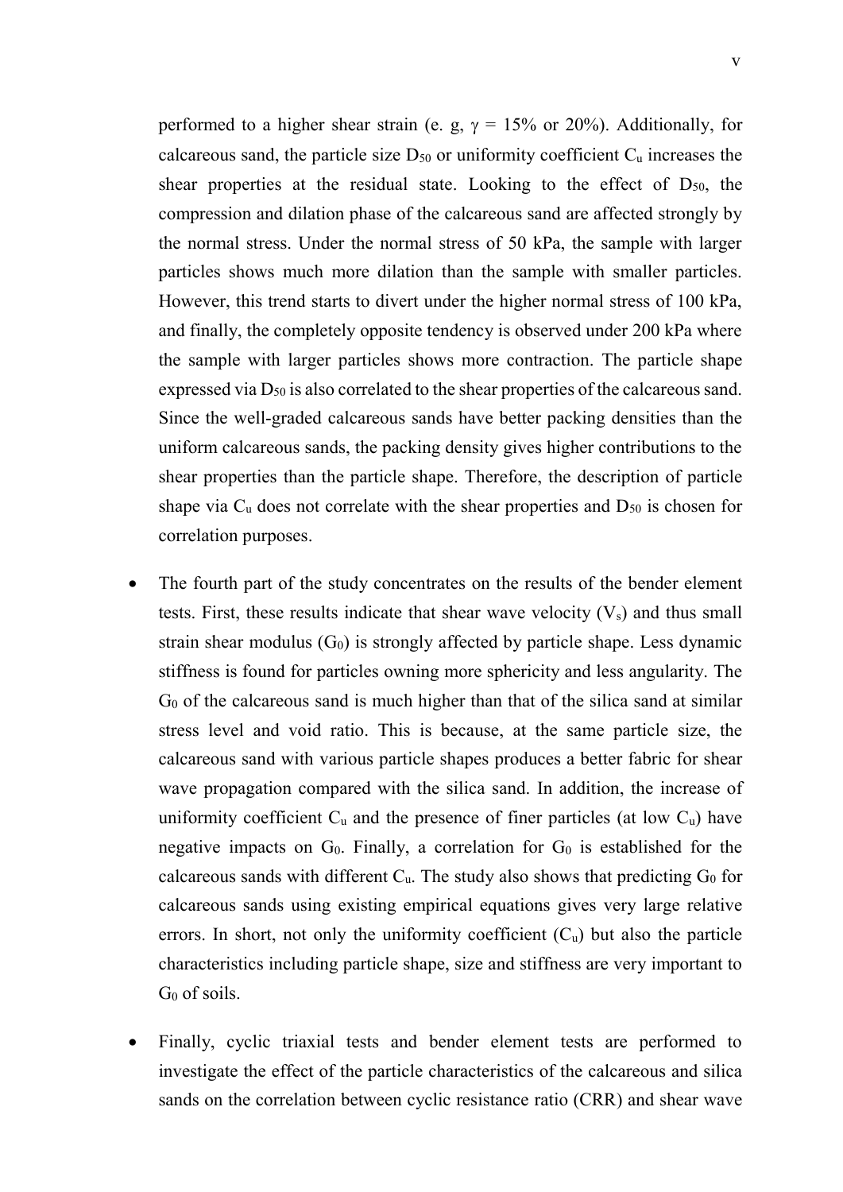performed to a higher shear strain (e. g, $\gamma$ = 15% or 20%). Additionally, for calcareous sand, the particle size $D_{50}$ or uniformity coefficient $C_u$ increases the shear properties at the residual state. Looking to the effect of $D_{50}$, the compression and dilation phase of the calcareous sand are affected strongly by the normal stress. Under the normal stress of 50 kPa, the sample with larger particles shows much more dilation than the sample with smaller particles. However, this trend starts to divert under the higher normal stress of 100 kPa, and finally, the completely opposite tendency is observed under 200 kPa where the sample with larger particles shows more contraction. The particle shape expressed via $D_{50}$ is also correlated to the shear properties of the calcareous sand. Since the well-graded calcareous sands have better packing densities than the uniform calcareous sands, the packing density gives higher contributions to the shear properties than the particle shape. Therefore, the description of particle shape via $C_u$ does not correlate with the shear properties and $D_{50}$ is chosen for correlation purposes.

- The fourth part of the study concentrates on the results of the bender element tests. First, these results indicate that shear wave velocity ($V_s$) and thus small strain shear modulus ($G_0$) is strongly affected by particle shape. Less dynamic stiffness is found for particles owning more sphericity and less angularity. The $G_0$ of the calcareous sand is much higher than that of the silica sand at similar stress level and void ratio. This is because, at the same particle size, the calcareous sand with various particle shapes produces a better fabric for shear wave propagation compared with the silica sand. In addition, the increase of uniformity coefficient $C_u$ and the presence of finer particles (at low $C_u$) have negative impacts on $G_0$. Finally, a correlation for $G_0$ is established for the calcareous sands with different $C_u$. The study also shows that predicting $G_0$ for calcareous sands using existing empirical equations gives very large relative errors. In short, not only the uniformity coefficient ($C_u$) but also the particle characteristics including particle shape, size and stiffness are very important to $G_0$ of soils.

- Finally, cyclic triaxial tests and bender element tests are performed to investigate the effect of the particle characteristics of the calcareous and silica sands on the correlation between cyclic resistance ratio (CRR) and shear wave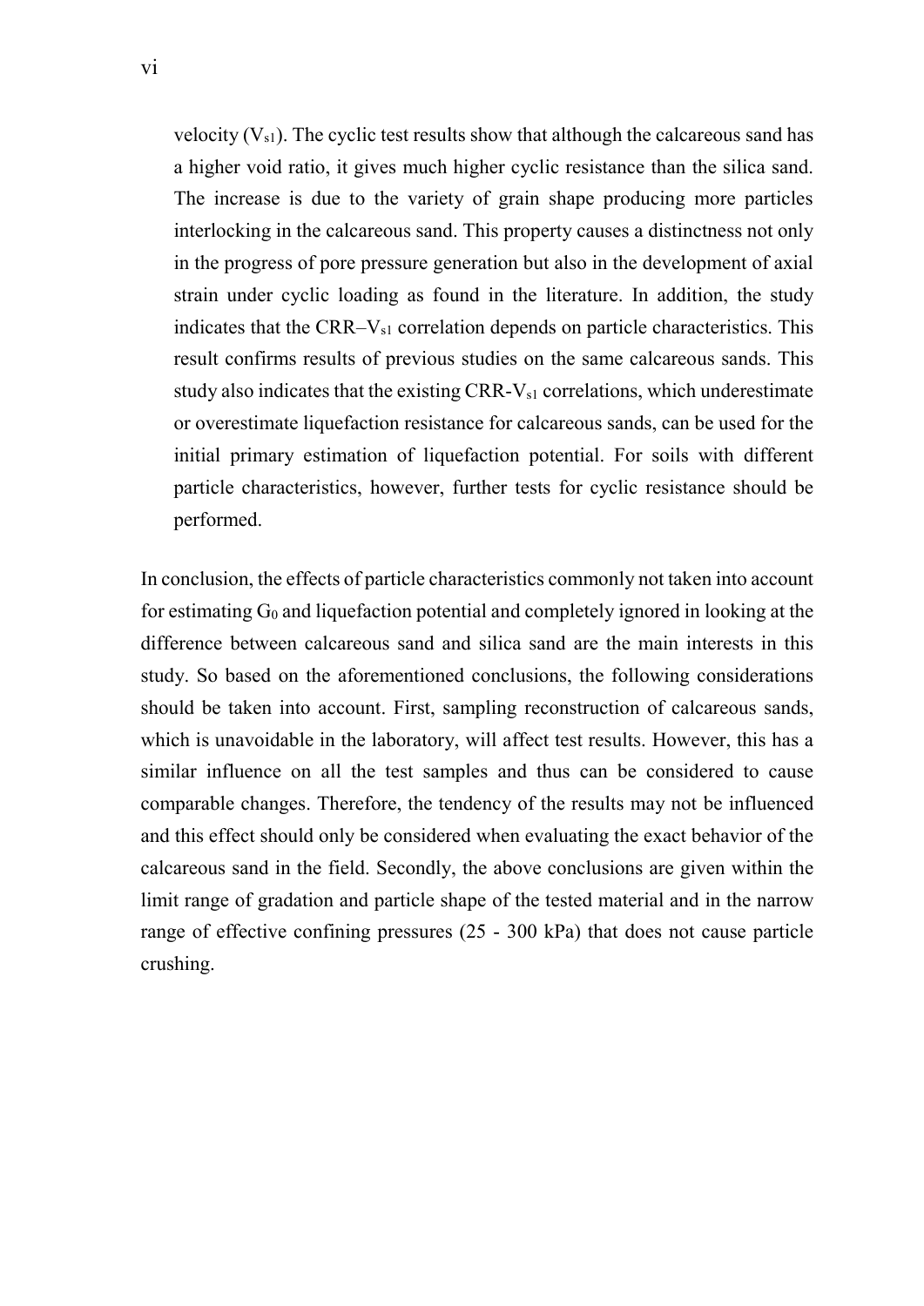velocity ($V_{s1}$). The cyclic test results show that although the calcareous sand has a higher void ratio, it gives much higher cyclic resistance than the silica sand. The increase is due to the variety of grain shape producing more particles interlocking in the calcareous sand. This property causes a distinctness not only in the progress of pore pressure generation but also in the development of axial strain under cyclic loading as found in the literature. In addition, the study indicates that the CRR–$V_{s1}$ correlation depends on particle characteristics. This result confirms results of previous studies on the same calcareous sands. This study also indicates that the existing CRR-$V_{s1}$ correlations, which underestimate or overestimate liquefaction resistance for calcareous sands, can be used for the initial primary estimation of liquefaction potential. For soils with different particle characteristics, however, further tests for cyclic resistance should be performed.

In conclusion, the effects of particle characteristics commonly not taken into account for estimating $G_0$ and liquefaction potential and completely ignored in looking at the difference between calcareous sand and silica sand are the main interests in this study. So based on the aforementioned conclusions, the following considerations should be taken into account. First, sampling reconstruction of calcareous sands, which is unavoidable in the laboratory, will affect test results. However, this has a similar influence on all the test samples and thus can be considered to cause comparable changes. Therefore, the tendency of the results may not be influenced and this effect should only be considered when evaluating the exact behavior of the calcareous sand in the field. Secondly, the above conclusions are given within the limit range of gradation and particle shape of the tested material and in the narrow range of effective confining pressures (25 - 300 kPa) that does not cause particle crushing.